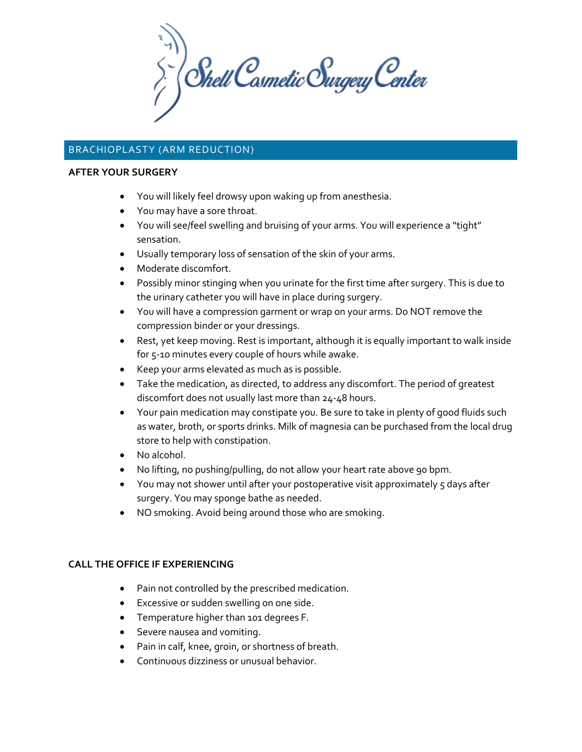Shell Cosmetic Surgery Center

## BRACHIOPLASTY (ARM REDUCTION)

### AFTER YOUR SURGERY

- You will likely feel drowsy upon waking up from anesthesia.
- You may have a sore throat.
- You will see/feel swelling and bruising of your arms. You will experience a "tight" sensation.
- Usually temporary loss of sensation of the skin of your arms.
- Moderate discomfort.
- Possibly minor stinging when you urinate for the first time after surgery. This is due to the urinary catheter you will have in place during surgery.
- You will have a compression garment or wrap on your arms. Do NOT remove the compression binder or your dressings.
- Rest, yet keep moving. Rest is important, although it is equally important to walk inside for 5-10 minutes every couple of hours while awake.
- Keep your arms elevated as much as is possible.
- Take the medication, as directed, to address any discomfort. The period of greatest discomfort does not usually last more than 24-48 hours.
- Your pain medication may constipate you. Be sure to take in plenty of good fluids such as water, broth, or sports drinks. Milk of magnesia can be purchased from the local drug store to help with constipation.
- No alcohol.
- No lifting, no pushing/pulling, do not allow your heart rate above 90 bpm.
- You may not shower until after your postoperative visit approximately 5 days after surgery. You may sponge bathe as needed.
- NO smoking. Avoid being around those who are smoking.

### CALL THE OFFICE IF EXPERIENCING

- Pain not controlled by the prescribed medication.
- Excessive or sudden swelling on one side.
- Temperature higher than 101 degrees F.
- Severe nausea and vomiting.
- Pain in calf, knee, groin, or shortness of breath.
- Continuous dizziness or unusual behavior.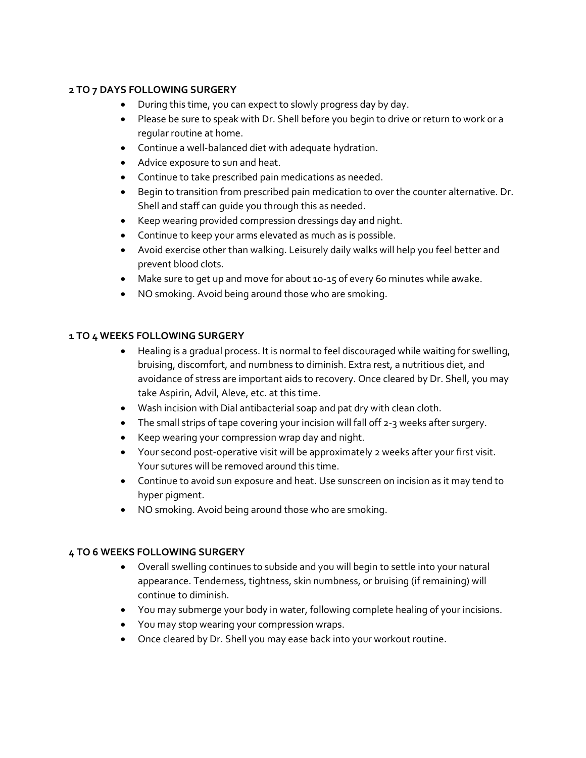**2 TO 7 DAYS FOLLOWING SURGERY**

- During this time, you can expect to slowly progress day by day.
- Please be sure to speak with Dr. Shell before you begin to drive or return to work or a regular routine at home.
- Continue a well-balanced diet with adequate hydration.
- Advice exposure to sun and heat.
- Continue to take prescribed pain medications as needed.
- Begin to transition from prescribed pain medication to over the counter alternative. Dr. Shell and staff can guide you through this as needed.
- Keep wearing provided compression dressings day and night.
- Continue to keep your arms elevated as much as is possible.
- Avoid exercise other than walking. Leisurely daily walks will help you feel better and prevent blood clots.
- Make sure to get up and move for about 10-15 of every 60 minutes while awake.
- NO smoking. Avoid being around those who are smoking.

**1 TO 4 WEEKS FOLLOWING SURGERY**

- Healing is a gradual process. It is normal to feel discouraged while waiting for swelling, bruising, discomfort, and numbness to diminish. Extra rest, a nutritious diet, and avoidance of stress are important aids to recovery. Once cleared by Dr. Shell, you may take Aspirin, Advil, Aleve, etc. at this time.
- Wash incision with Dial antibacterial soap and pat dry with clean cloth.
- The small strips of tape covering your incision will fall off 2-3 weeks after surgery.
- Keep wearing your compression wrap day and night.
- Your second post-operative visit will be approximately 2 weeks after your first visit. Your sutures will be removed around this time.
- Continue to avoid sun exposure and heat. Use sunscreen on incision as it may tend to hyper pigment.
- NO smoking. Avoid being around those who are smoking.

**4 TO 6 WEEKS FOLLOWING SURGERY**

- Overall swelling continues to subside and you will begin to settle into your natural appearance. Tenderness, tightness, skin numbness, or bruising (if remaining) will continue to diminish.
- You may submerge your body in water, following complete healing of your incisions.
- You may stop wearing your compression wraps.
- Once cleared by Dr. Shell you may ease back into your workout routine.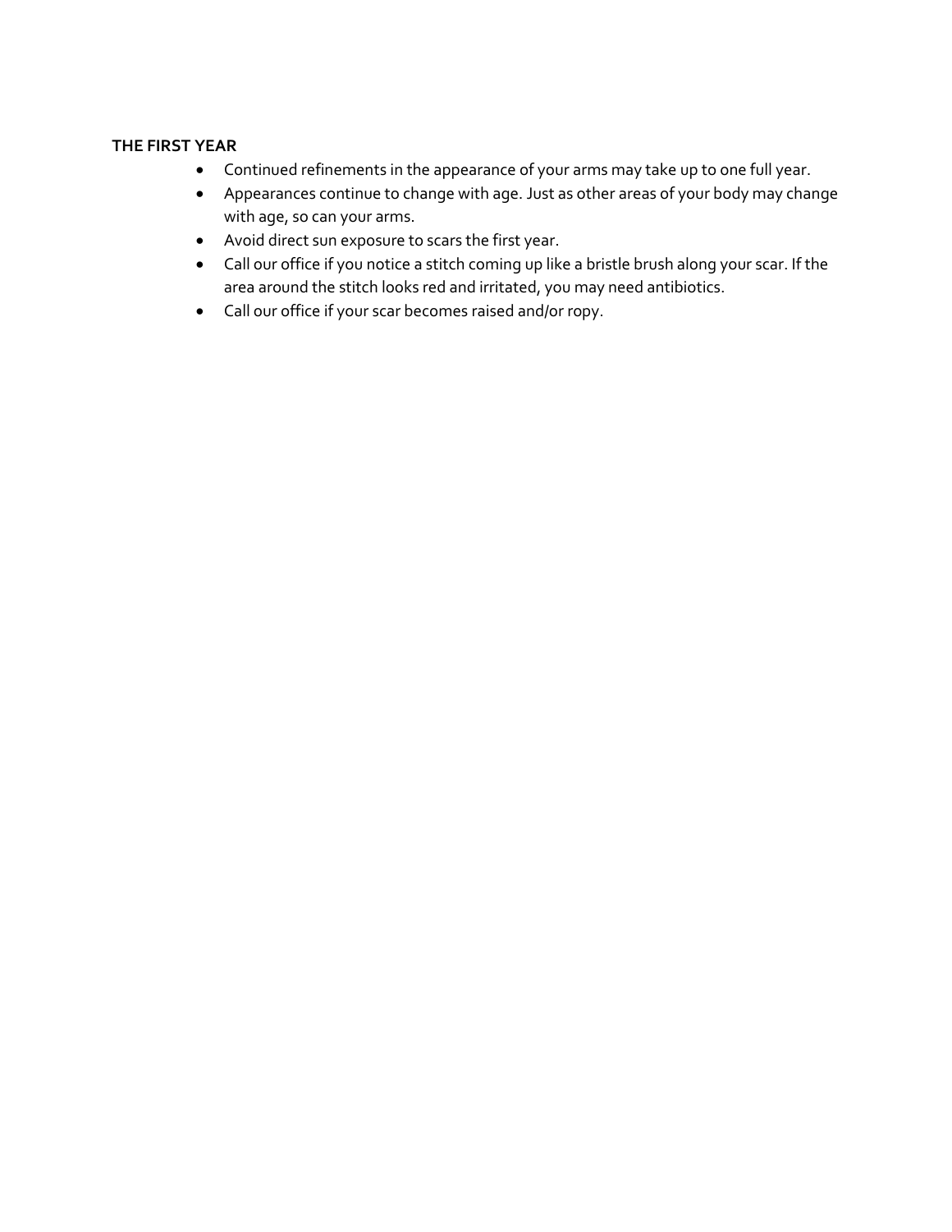**THE FIRST YEAR**

- Continued refinements in the appearance of your arms may take up to one full year.
- Appearances continue to change with age. Just as other areas of your body may change with age, so can your arms.
- Avoid direct sun exposure to scars the first year.
- Call our office if you notice a stitch coming up like a bristle brush along your scar. If the area around the stitch looks red and irritated, you may need antibiotics.
- Call our office if your scar becomes raised and/or ropy.